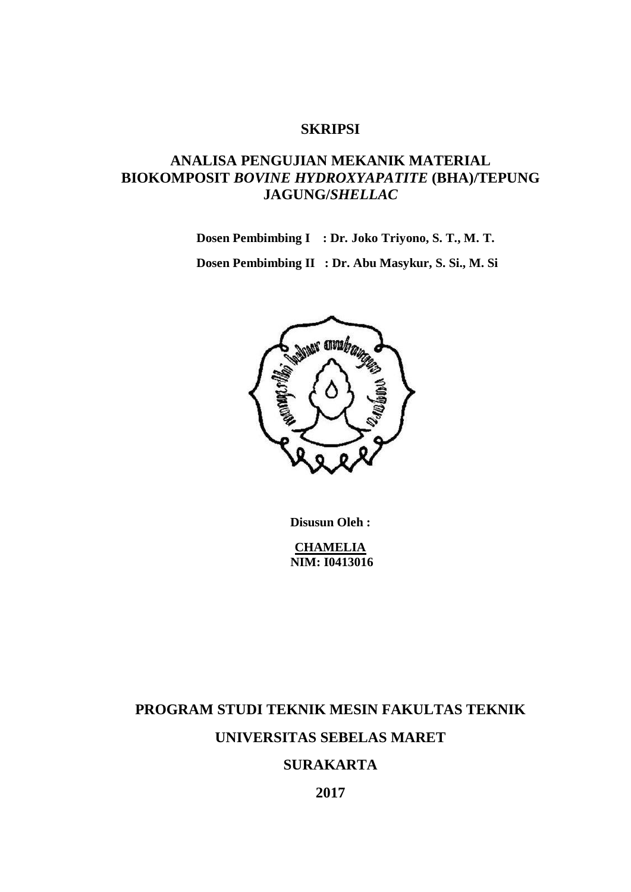# SKRIPSI

## ANALISA PENGUJIAN MEKANIK MATERIAL BIOKOMPOSIT *BOVINE HYDROXYAPATITE* (BHA)/TEPUNG JAGUNG/*SHELLAC*

**Dosen Pembimbing I : Dr. Joko Triyono, S. T., M. T.**

**Dosen Pembimbing II : Dr. Abu Masykur, S. Si., M. Si**

**Disusun Oleh :**

**CHAMELIA**
**NIM: I0413016**

**PROGRAM STUDI TEKNIK MESIN FAKULTAS TEKNIK**

**UNIVERSITAS SEBELAS MARET**

**SURAKARTA**

**2017**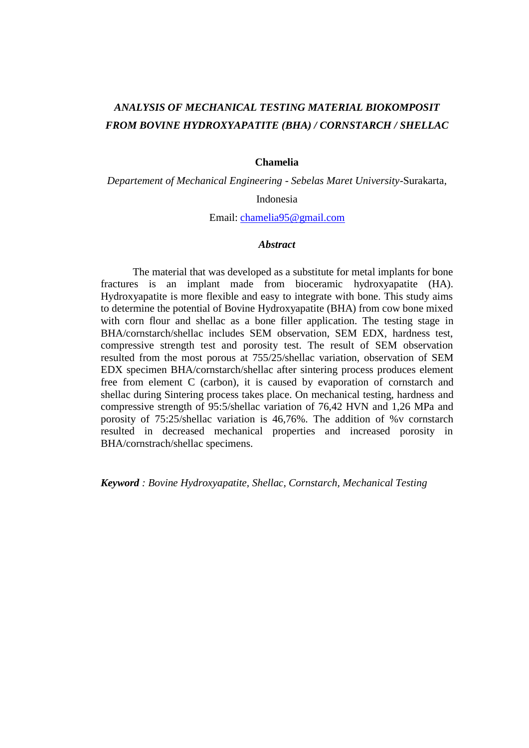***ANALYSIS OF MECHANICAL TESTING MATERIAL BIOKOMPOSIT FROM BOVINE HYDROXYAPATITE (BHA) / CORNSTARCH / SHELLAC***

**Chamelia**

*Departement of Mechanical Engineering - Sebelas Maret University*-Surakarta, Indonesia

Email: chamelia95@gmail.com

***Abstract***

The material that was developed as a substitute for metal implants for bone fractures is an implant made from bioceramic hydroxyapatite (HA). Hydroxyapatite is more flexible and easy to integrate with bone. This study aims to determine the potential of Bovine Hydroxyapatite (BHA) from cow bone mixed with corn flour and shellac as a bone filler application. The testing stage in BHA/cornstarch/shellac includes SEM observation, SEM EDX, hardness test, compressive strength test and porosity test. The result of SEM observation resulted from the most porous at 755/25/shellac variation, observation of SEM EDX specimen BHA/cornstarch/shellac after sintering process produces element free from element C (carbon), it is caused by evaporation of cornstarch and shellac during Sintering process takes place. On mechanical testing, hardness and compressive strength of 95:5/shellac variation of 76,42 HVN and 1,26 MPa and porosity of 75:25/shellac variation is 46,76%. The addition of %v cornstarch resulted in decreased mechanical properties and increased porosity in BHA/cornstrach/shellac specimens.

***Keyword** : Bovine Hydroxyapatite, Shellac, Cornstarch, Mechanical Testing*